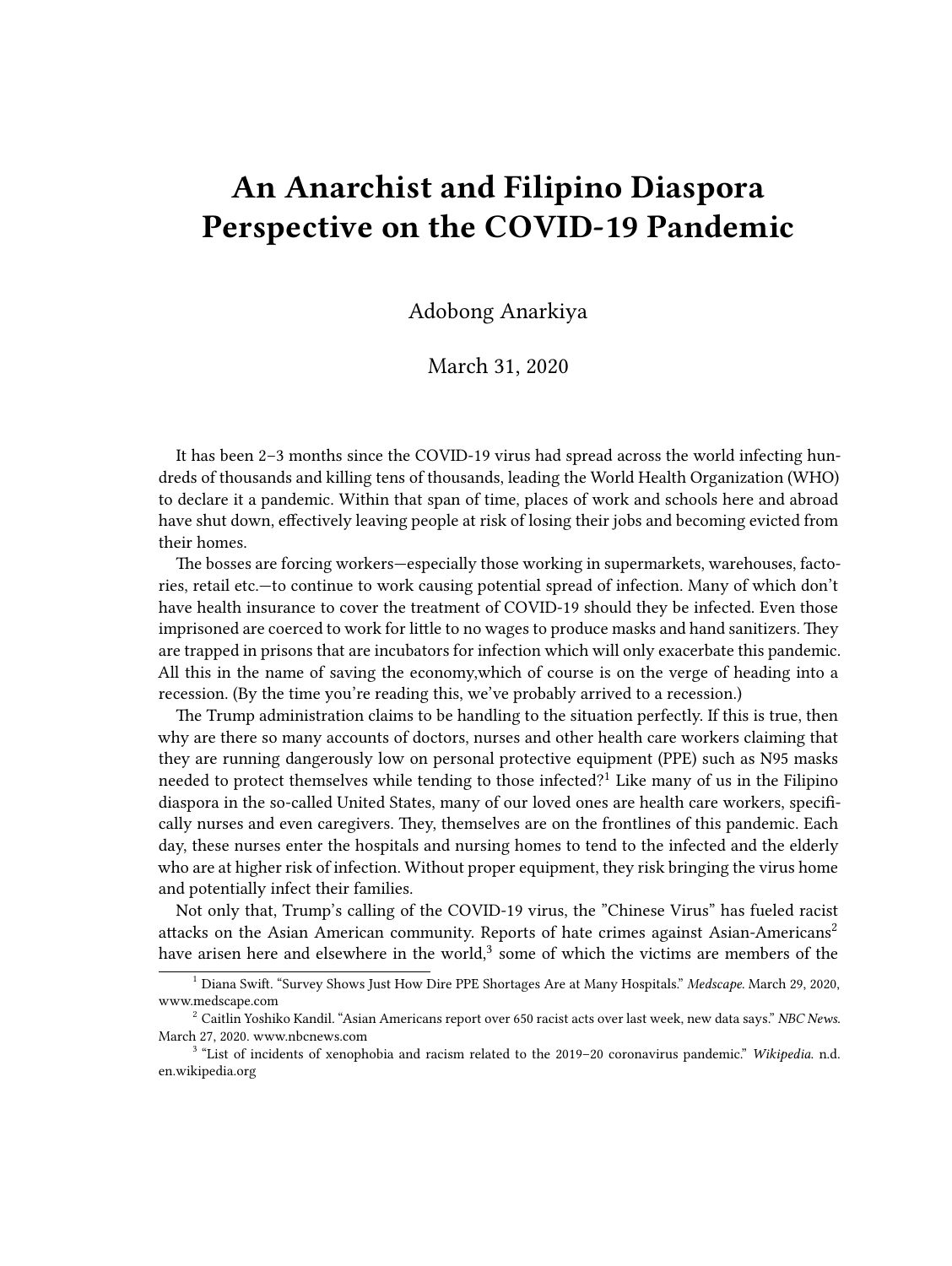# An Anarchist and Filipino Diaspora Perspective on the COVID-19 Pandemic

Adobong Anarkiya

March 31, 2020

It has been 2–3 months since the COVID-19 virus had spread across the world infecting hundreds of thousands and killing tens of thousands, leading the World Health Organization (WHO) to declare it a pandemic. Within that span of time, places of work and schools here and abroad have shut down, effectively leaving people at risk of losing their jobs and becoming evicted from their homes.

The bosses are forcing workers—especially those working in supermarkets, warehouses, factories, retail etc.—to continue to work causing potential spread of infection. Many of which don't have health insurance to cover the treatment of COVID-19 should they be infected. Even those imprisoned are coerced to work for little to no wages to produce masks and hand sanitizers. They are trapped in prisons that are incubators for infection which will only exacerbate this pandemic. All this in the name of saving the economy,which of course is on the verge of heading into a recession. (By the time you're reading this, we've probably arrived to a recession.)

The Trump administration claims to be handling to the situation perfectly. If this is true, then why are there so many accounts of doctors, nurses and other health care workers claiming that they are running dangerously low on personal protective equipment (PPE) such as N95 masks needed to protect themselves while tending to those infected?[1] Like many of us in the Filipino diaspora in the so-called United States, many of our loved ones are health care workers, specifically nurses and even caregivers. They, themselves are on the frontlines of this pandemic. Each day, these nurses enter the hospitals and nursing homes to tend to the infected and the elderly who are at higher risk of infection. Without proper equipment, they risk bringing the virus home and potentially infect their families.

Not only that, Trump's calling of the COVID-19 virus, the "Chinese Virus" has fueled racist attacks on the Asian American community. Reports of hate crimes against Asian-Americans[2] have arisen here and elsewhere in the world,[3] some of which the victims are members of the

[1] Diana Swift. "Survey Shows Just How Dire PPE Shortages Are at Many Hospitals." *Medscape.* March 29, 2020, www.medscape.com

[2] Caitlin Yoshiko Kandil. "Asian Americans report over 650 racist acts over last week, new data says." *NBC News.* March 27, 2020. www.nbcnews.com

[3] "List of incidents of xenophobia and racism related to the 2019–20 coronavirus pandemic." *Wikipedia.* n.d. en.wikipedia.org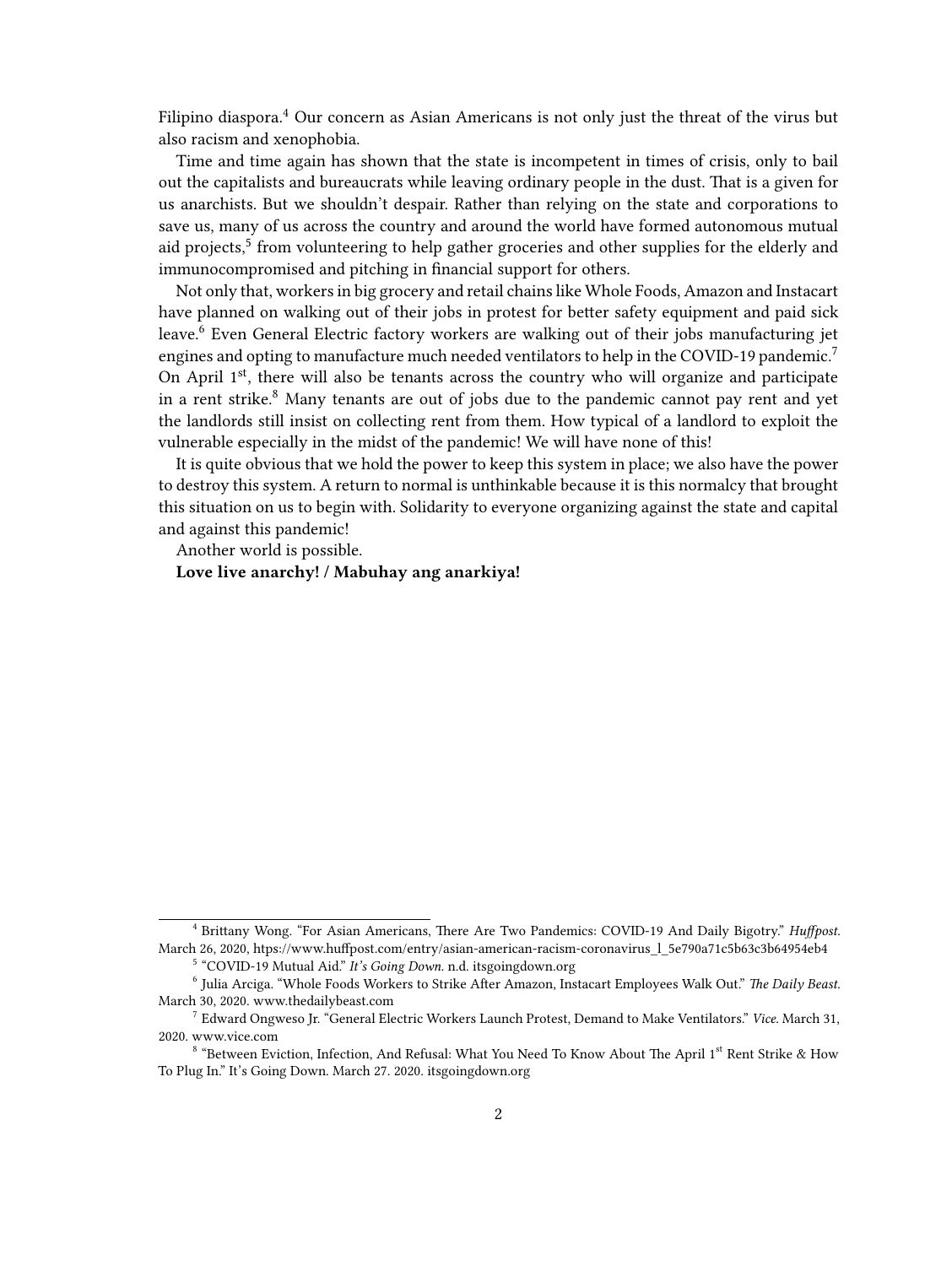Filipino diaspora.[4] Our concern as Asian Americans is not only just the threat of the virus but also racism and xenophobia.

Time and time again has shown that the state is incompetent in times of crisis, only to bail out the capitalists and bureaucrats while leaving ordinary people in the dust. That is a given for us anarchists. But we shouldn't despair. Rather than relying on the state and corporations to save us, many of us across the country and around the world have formed autonomous mutual aid projects,[5] from volunteering to help gather groceries and other supplies for the elderly and immunocompromised and pitching in financial support for others.

Not only that, workers in big grocery and retail chains like Whole Foods, Amazon and Instacart have planned on walking out of their jobs in protest for better safety equipment and paid sick leave.[6] Even General Electric factory workers are walking out of their jobs manufacturing jet engines and opting to manufacture much needed ventilators to help in the COVID-19 pandemic.[7] On April 1st, there will also be tenants across the country who will organize and participate in a rent strike.[8] Many tenants are out of jobs due to the pandemic cannot pay rent and yet the landlords still insist on collecting rent from them. How typical of a landlord to exploit the vulnerable especially in the midst of the pandemic! We will have none of this!

It is quite obvious that we hold the power to keep this system in place; we also have the power to destroy this system. A return to normal is unthinkable because it is this normalcy that brought this situation on us to begin with. Solidarity to everyone organizing against the state and capital and against this pandemic!

Another world is possible.

**Love live anarchy! / Mabuhay ang anarkiya!**

---

[4] Brittany Wong. "For Asian Americans, There Are Two Pandemics: COVID-19 And Daily Bigotry." *Huffpost.* March 26, 2020, https://www.huffpost.com/entry/asian-american-racism-coronavirus_l_5e790a71c5b63c3b64954eb4

[5] "COVID-19 Mutual Aid." *It's Going Down.* n.d. itsgoingdown.org

[6] Julia Arciga. "Whole Foods Workers to Strike After Amazon, Instacart Employees Walk Out." *The Daily Beast.* March 30, 2020. www.thedailybeast.com

[7] Edward Ongweso Jr. "General Electric Workers Launch Protest, Demand to Make Ventilators." *Vice.* March 31, 2020. www.vice.com

[8] "Between Eviction, Infection, And Refusal: What You Need To Know About The April 1st Rent Strike & How To Plug In." It's Going Down. March 27. 2020. itsgoingdown.org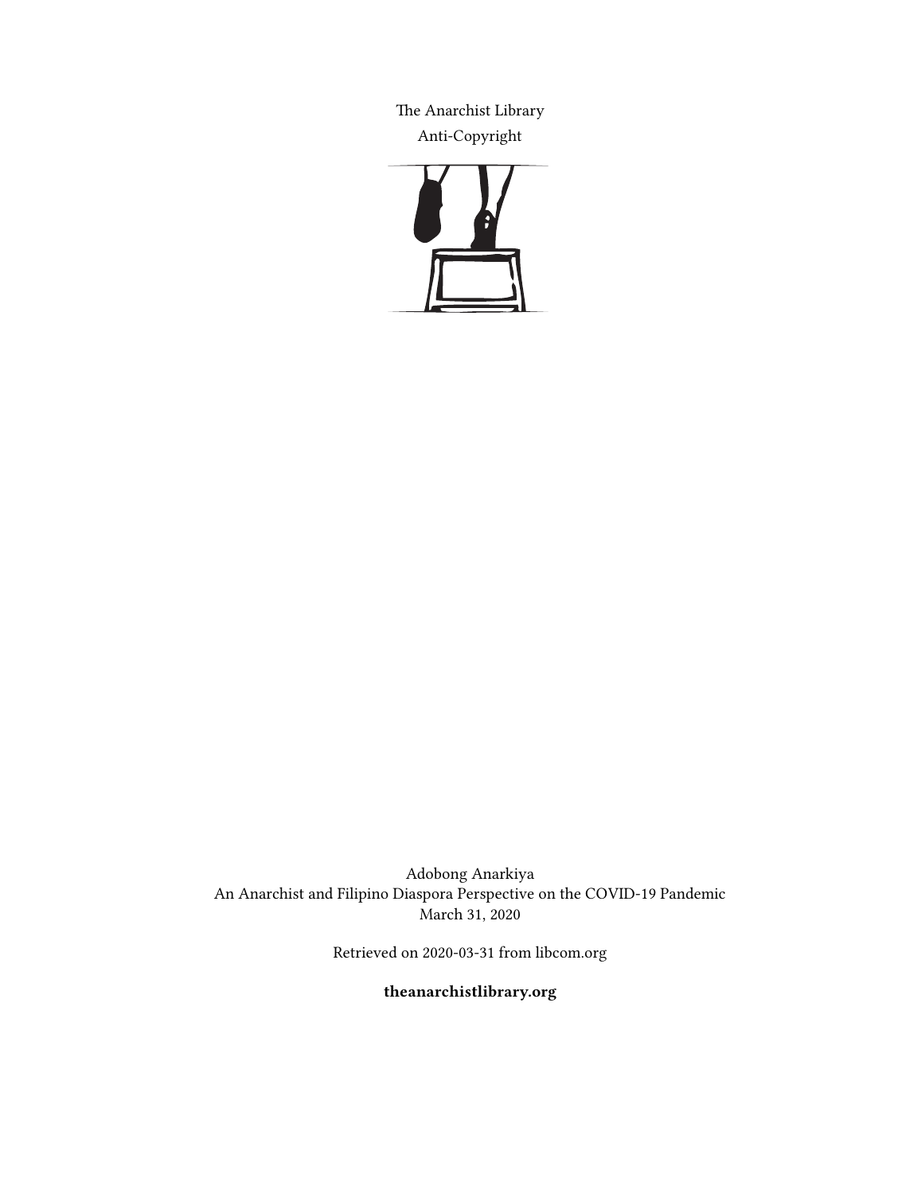The Anarchist Library
Anti-Copyright

Adobong Anarkiya
An Anarchist and Filipino Diaspora Perspective on the COVID-19 Pandemic
March 31, 2020

Retrieved on 2020-03-31 from libcom.org

**theanarchistlibrary.org**